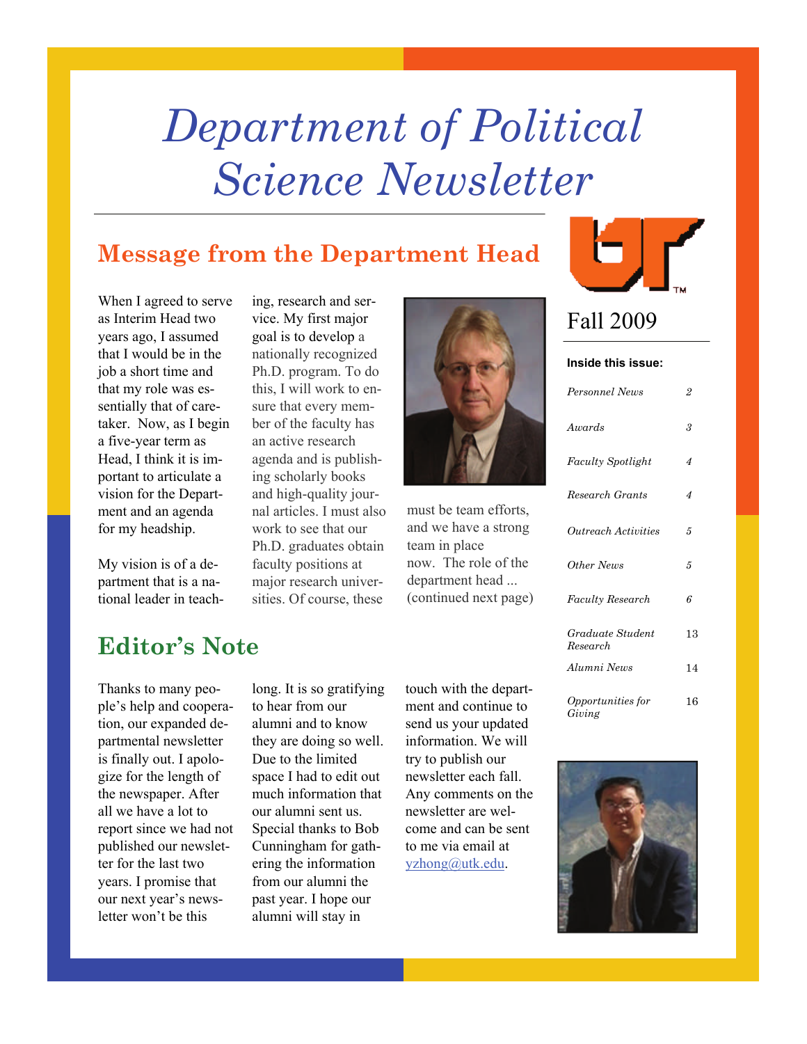# Department of Political Science Newsletter

Fall 2009

**Inside this issue:**

| | |
|---|---|
| *Personnel News* | 2 |
| *Awards* | 3 |
| *Faculty Spotlight* | 4 |
| *Research Grants* | 4 |
| *Outreach Activities* | 5 |
| *Other News* | 5 |
| *Faculty Research* | 6 |
| *Graduate Student Research* | 13 |
| *Alumni News* | 14 |
| *Opportunities for Giving* | 16 |

## Message from the Department Head

When I agreed to serve as Interim Head two years ago, I assumed that I would be in the job a short time and that my role was essentially that of caretaker. Now, as I begin a five-year term as Head, I think it is important to articulate a vision for the Department and an agenda for my headship.

My vision is of a department that is a national leader in teaching, research and service. My first major goal is to develop a nationally recognized Ph.D. program. To do this, I will work to ensure that every member of the faculty has an active research agenda and is publishing scholarly books and high-quality journal articles. I must also work to see that our Ph.D. graduates obtain faculty positions at major research universities. Of course, these must be team efforts, and we have a strong team in place now. The role of the department head ... (continued next page)

## Editor's Note

Thanks to many people's help and cooperation, our expanded departmental newsletter is finally out. I apologize for the length of the newspaper. After all we have a lot to report since we had not published our newsletter for the last two years. I promise that our next year's newsletter won't be this long. It is so gratifying to hear from our alumni and to know they are doing so well. Due to the limited space I had to edit out much information that our alumni sent us. Special thanks to Bob Cunningham for gathering the information from our alumni the past year. I hope our alumni will stay in touch with the department and continue to send us your updated information. We will try to publish our newsletter each fall. Any comments on the newsletter are welcome and can be sent to me via email at yzhong@utk.edu.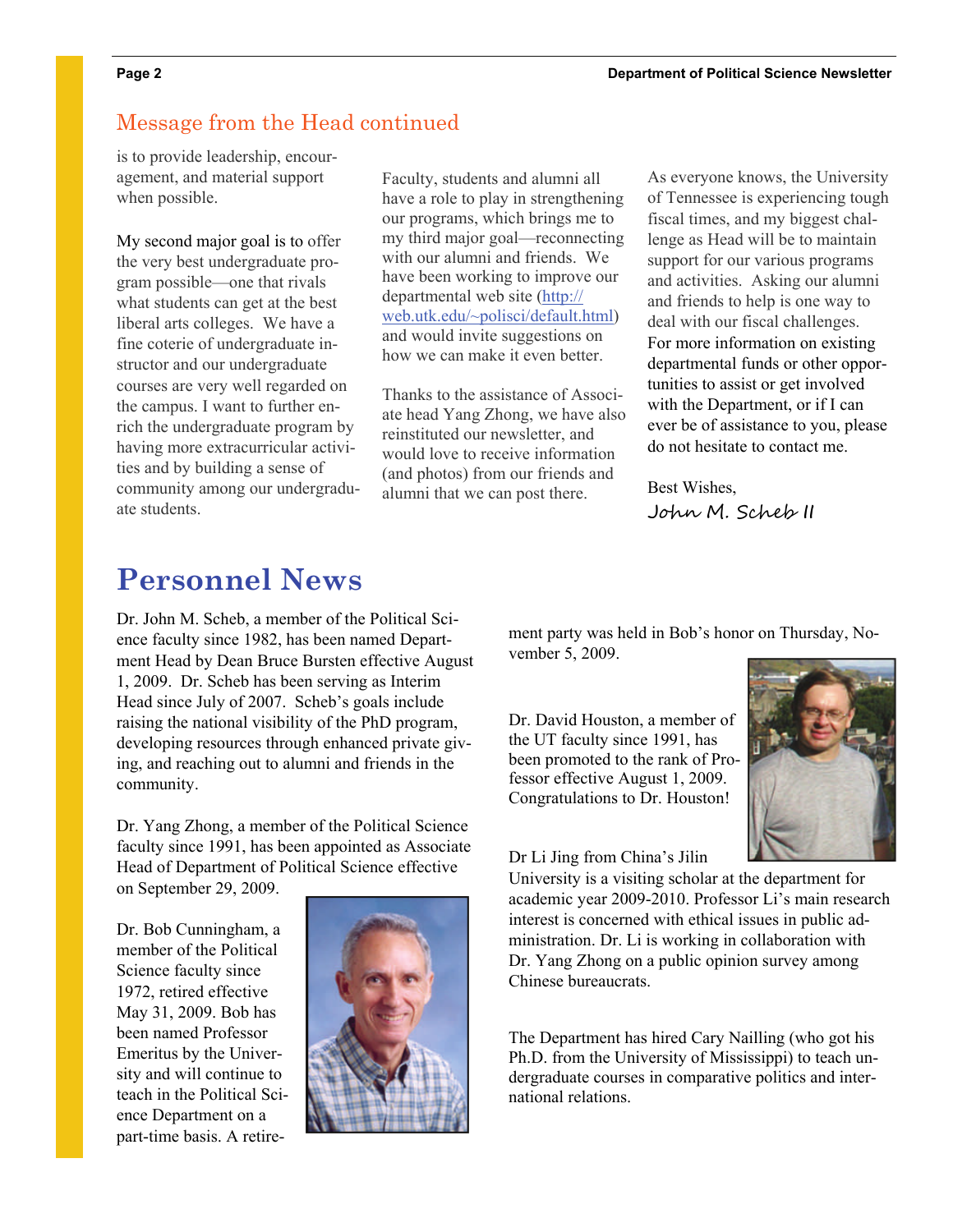## Message from the Head continued

is to provide leadership, encouragement, and material support when possible.

My second major goal is to offer the very best undergraduate program possible—one that rivals what students can get at the best liberal arts colleges. We have a fine coterie of undergraduate instructor and our undergraduate courses are very well regarded on the campus. I want to further enrich the undergraduate program by having more extracurricular activities and by building a sense of community among our undergraduate students.

Faculty, students and alumni all have a role to play in strengthening our programs, which brings me to my third major goal—reconnecting with our alumni and friends. We have been working to improve our departmental web site (http://web.utk.edu/~polisci/default.html) and would invite suggestions on how we can make it even better.

Thanks to the assistance of Associate head Yang Zhong, we have also reinstituted our newsletter, and would love to receive information (and photos) from our friends and alumni that we can post there.

As everyone knows, the University of Tennessee is experiencing tough fiscal times, and my biggest challenge as Head will be to maintain support for our various programs and activities. Asking our alumni and friends to help is one way to deal with our fiscal challenges. For more information on existing departmental funds or other opportunities to assist or get involved with the Department, or if I can ever be of assistance to you, please do not hesitate to contact me.

Best Wishes,

*John M. Scheb II*

# Personnel News

Dr. John M. Scheb, a member of the Political Science faculty since 1982, has been named Department Head by Dean Bruce Bursten effective August 1, 2009. Dr. Scheb has been serving as Interim Head since July of 2007. Scheb's goals include raising the national visibility of the PhD program, developing resources through enhanced private giving, and reaching out to alumni and friends in the community.

Dr. Yang Zhong, a member of the Political Science faculty since 1991, has been appointed as Associate Head of Department of Political Science effective on September 29, 2009.

Dr. Bob Cunningham, a member of the Political Science faculty since 1972, retired effective May 31, 2009. Bob has been named Professor Emeritus by the University and will continue to teach in the Political Science Department on a part-time basis. A retirement party was held in Bob's honor on Thursday, November 5, 2009.

Dr. David Houston, a member of the UT faculty since 1991, has been promoted to the rank of Professor effective August 1, 2009. Congratulations to Dr. Houston!

Dr Li Jing from China's Jilin University is a visiting scholar at the department for academic year 2009-2010. Professor Li's main research interest is concerned with ethical issues in public administration. Dr. Li is working in collaboration with Dr. Yang Zhong on a public opinion survey among Chinese bureaucrats.

The Department has hired Cary Nailling (who got his Ph.D. from the University of Mississippi) to teach undergraduate courses in comparative politics and international relations.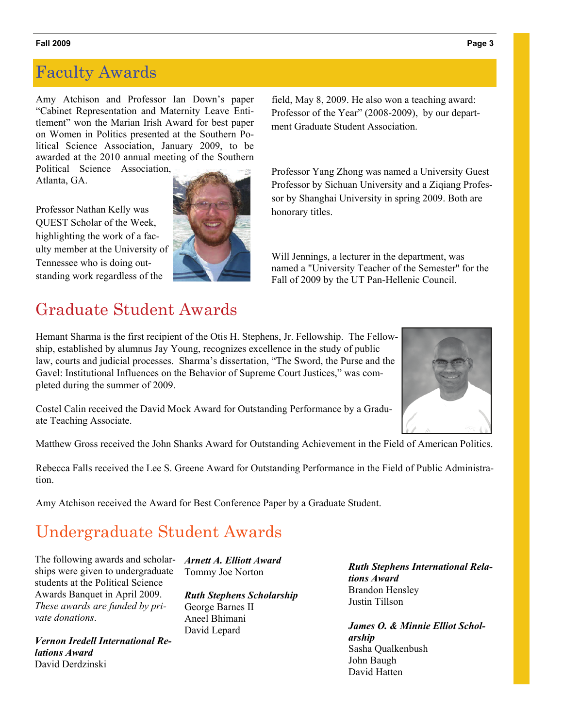## Faculty Awards

Amy Atchison and Professor Ian Down's paper "Cabinet Representation and Maternity Leave Entitlement" won the Marian Irish Award for best paper on Women in Politics presented at the Southern Political Science Association, January 2009, to be awarded at the 2010 annual meeting of the Southern Political Science Association, Atlanta, GA.

Professor Nathan Kelly was QUEST Scholar of the Week, highlighting the work of a faculty member at the University of Tennessee who is doing outstanding work regardless of the field, May 8, 2009. He also won a teaching award: Professor of the Year" (2008-2009), by our department Graduate Student Association.

Professor Yang Zhong was named a University Guest Professor by Sichuan University and a Ziqiang Professor by Shanghai University in spring 2009. Both are honorary titles.

Will Jennings, a lecturer in the department, was named a "University Teacher of the Semester" for the Fall of 2009 by the UT Pan-Hellenic Council.

## Graduate Student Awards

Hemant Sharma is the first recipient of the Otis H. Stephens, Jr. Fellowship. The Fellowship, established by alumnus Jay Young, recognizes excellence in the study of public law, courts and judicial processes. Sharma's dissertation, "The Sword, the Purse and the Gavel: Institutional Influences on the Behavior of Supreme Court Justices," was completed during the summer of 2009.

Costel Calin received the David Mock Award for Outstanding Performance by a Graduate Teaching Associate.

Matthew Gross received the John Shanks Award for Outstanding Achievement in the Field of American Politics.

Rebecca Falls received the Lee S. Greene Award for Outstanding Performance in the Field of Public Administration.

Amy Atchison received the Award for Best Conference Paper by a Graduate Student.

## Undergraduate Student Awards

The following awards and scholarships were given to undergraduate students at the Political Science Awards Banquet in April 2009. *These awards are funded by private donations*.

***Vernon Iredell International Relations Award***
David Derdzinski

***Arnett A. Elliott Award***
Tommy Joe Norton

***Ruth Stephens Scholarship***
George Barnes II
Aneel Bhimani
David Lepard

***Ruth Stephens International Relations Award***
Brandon Hensley
Justin Tillson

***James O. & Minnie Elliot Scholarship***
Sasha Qualkenbush
John Baugh
David Hatten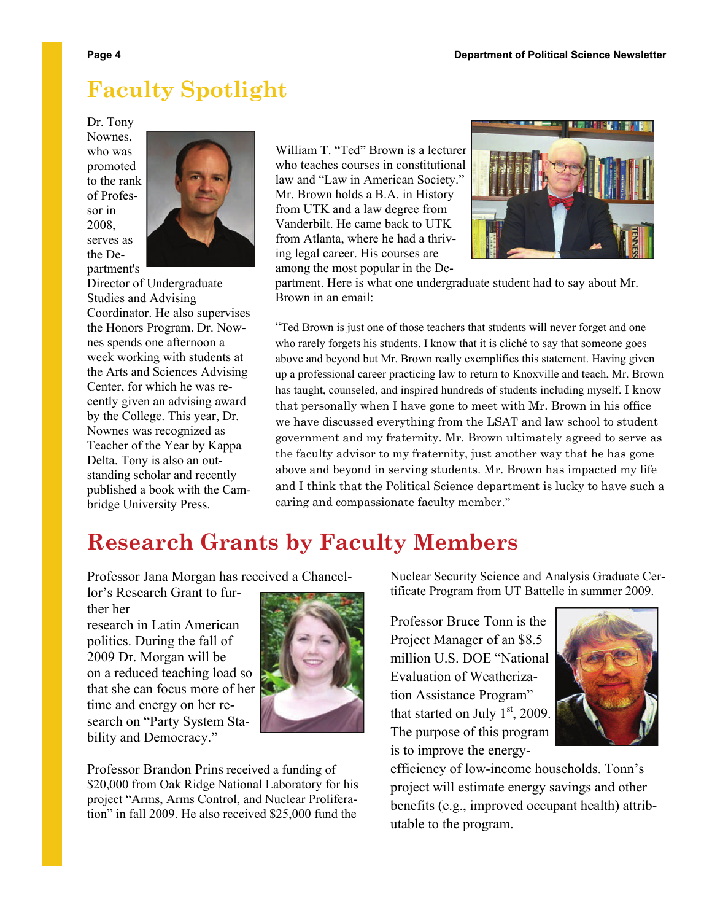# Faculty Spotlight

Dr. Tony Nownes, who was promoted to the rank of Professor in 2008, serves as the Department's Director of Undergraduate Studies and Advising Coordinator. He also supervises the Honors Program. Dr. Nownes spends one afternoon a week working with students at the Arts and Sciences Advising Center, for which he was recently given an advising award by the College. This year, Dr. Nownes was recognized as Teacher of the Year by Kappa Delta. Tony is also an outstanding scholar and recently published a book with the Cambridge University Press.

William T. "Ted" Brown is a lecturer who teaches courses in constitutional law and "Law in American Society." Mr. Brown holds a B.A. in History from UTK and a law degree from Vanderbilt. He came back to UTK from Atlanta, where he had a thriving legal career. His courses are among the most popular in the Department. Here is what one undergraduate student had to say about Mr. Brown in an email:

"Ted Brown is just one of those teachers that students will never forget and one who rarely forgets his students. I know that it is cliché to say that someone goes above and beyond but Mr. Brown really exemplifies this statement. Having given up a professional career practicing law to return to Knoxville and teach, Mr. Brown has taught, counseled, and inspired hundreds of students including myself. I know that personally when I have gone to meet with Mr. Brown in his office we have discussed everything from the LSAT and law school to student government and my fraternity. Mr. Brown ultimately agreed to serve as the faculty advisor to my fraternity, just another way that he has gone above and beyond in serving students. Mr. Brown has impacted my life and I think that the Political Science department is lucky to have such a caring and compassionate faculty member."

# Research Grants by Faculty Members

Professor Jana Morgan has received a Chancellor's Research Grant to further her research in Latin American politics. During the fall of 2009 Dr. Morgan will be on a reduced teaching load so that she can focus more of her time and energy on her research on "Party System Stability and Democracy."

Professor Brandon Prins received a funding of $20,000 from Oak Ridge National Laboratory for his project "Arms, Arms Control, and Nuclear Proliferation" in fall 2009. He also received $25,000 fund the Nuclear Security Science and Analysis Graduate Certificate Program from UT Battelle in summer 2009.

Professor Bruce Tonn is the Project Manager of an $8.5 million U.S. DOE "National Evaluation of Weatherization Assistance Program" that started on July 1st, 2009. The purpose of this program is to improve the energy-efficiency of low-income households. Tonn's project will estimate energy savings and other benefits (e.g., improved occupant health) attributable to the program.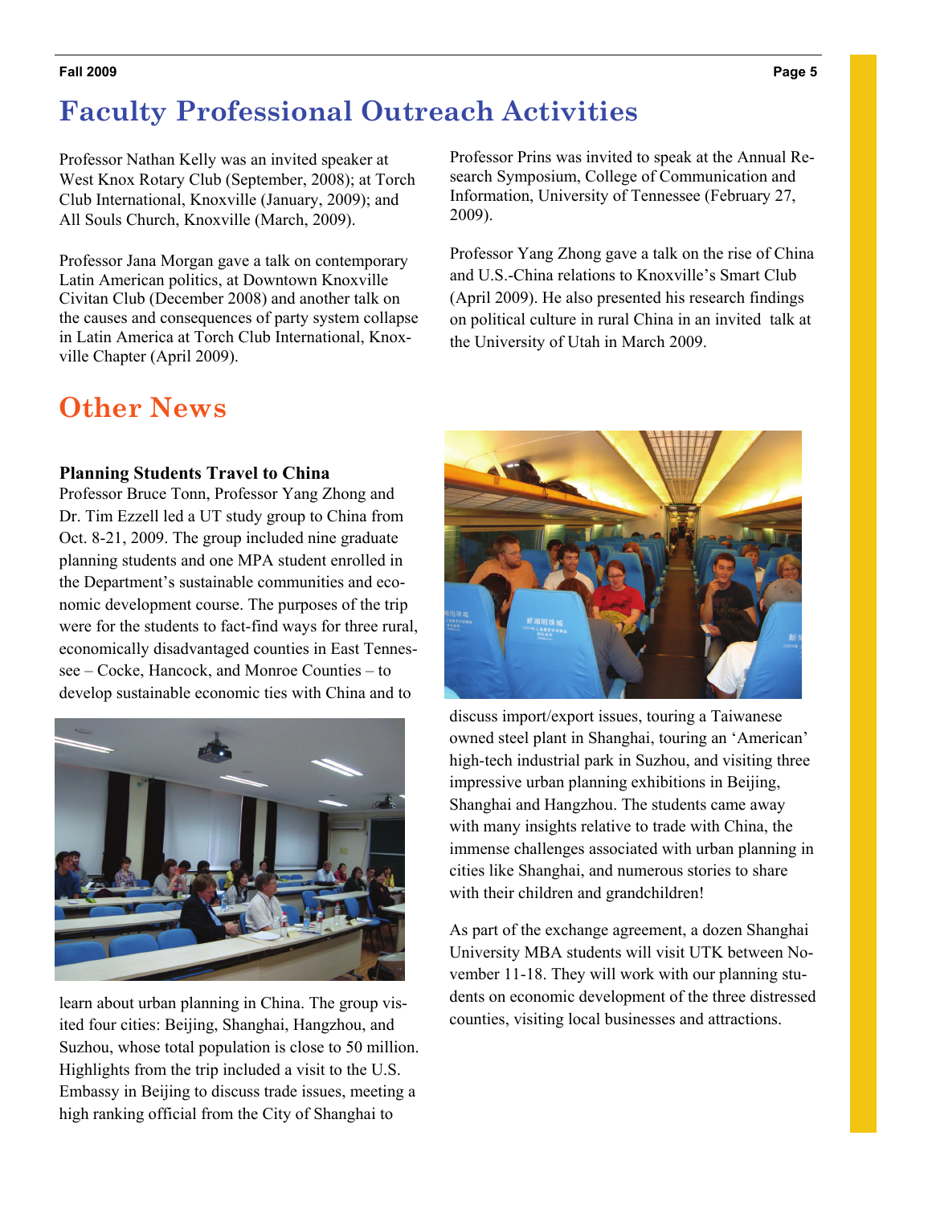# Faculty Professional Outreach Activities

Professor Nathan Kelly was an invited speaker at West Knox Rotary Club (September, 2008); at Torch Club International, Knoxville (January, 2009); and All Souls Church, Knoxville (March, 2009).

Professor Jana Morgan gave a talk on contemporary Latin American politics, at Downtown Knoxville Civitan Club (December 2008) and another talk on the causes and consequences of party system collapse in Latin America at Torch Club International, Knoxville Chapter (April 2009).

Professor Prins was invited to speak at the Annual Research Symposium, College of Communication and Information, University of Tennessee (February 27, 2009).

Professor Yang Zhong gave a talk on the rise of China and U.S.-China relations to Knoxville's Smart Club (April 2009). He also presented his research findings on political culture in rural China in an invited talk at the University of Utah in March 2009.

# Other News

### Planning Students Travel to China

Professor Bruce Tonn, Professor Yang Zhong and Dr. Tim Ezzell led a UT study group to China from Oct. 8-21, 2009. The group included nine graduate planning students and one MPA student enrolled in the Department's sustainable communities and economic development course. The purposes of the trip were for the students to fact-find ways for three rural, economically disadvantaged counties in East Tennessee – Cocke, Hancock, and Monroe Counties – to develop sustainable economic ties with China and to learn about urban planning in China. The group visited four cities: Beijing, Shanghai, Hangzhou, and Suzhou, whose total population is close to 50 million. Highlights from the trip included a visit to the U.S. Embassy in Beijing to discuss trade issues, meeting a high ranking official from the City of Shanghai to discuss import/export issues, touring a Taiwanese owned steel plant in Shanghai, touring an 'American' high-tech industrial park in Suzhou, and visiting three impressive urban planning exhibitions in Beijing, Shanghai and Hangzhou. The students came away with many insights relative to trade with China, the immense challenges associated with urban planning in cities like Shanghai, and numerous stories to share with their children and grandchildren!

As part of the exchange agreement, a dozen Shanghai University MBA students will visit UTK between November 11-18. They will work with our planning students on economic development of the three distressed counties, visiting local businesses and attractions.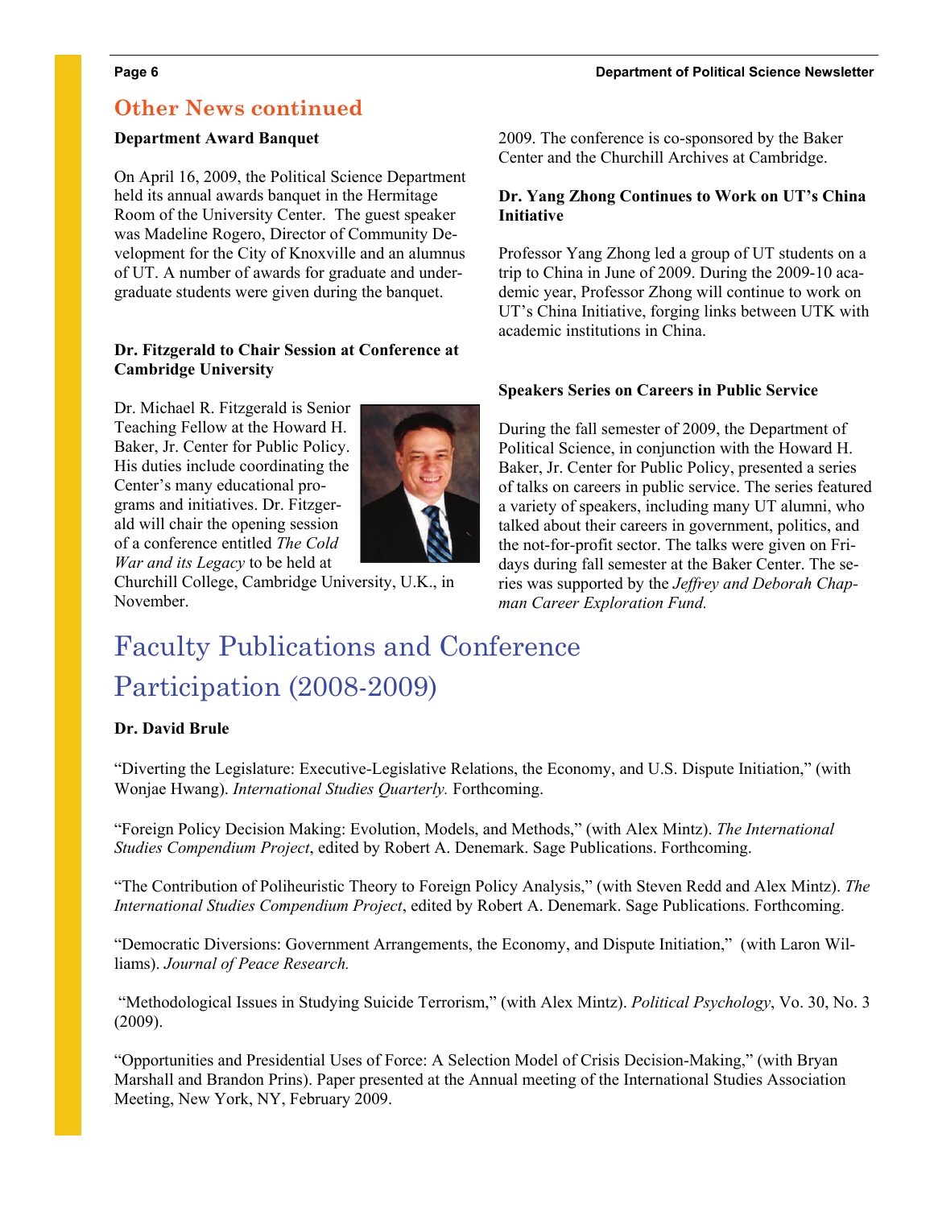## Other News continued

### Department Award Banquet

On April 16, 2009, the Political Science Department held its annual awards banquet in the Hermitage Room of the University Center. The guest speaker was Madeline Rogero, Director of Community Development for the City of Knoxville and an alumnus of UT. A number of awards for graduate and undergraduate students were given during the banquet.

### Dr. Fitzgerald to Chair Session at Conference at Cambridge University

Dr. Michael R. Fitzgerald is Senior Teaching Fellow at the Howard H. Baker, Jr. Center for Public Policy. His duties include coordinating the Center's many educational programs and initiatives. Dr. Fitzgerald will chair the opening session of a conference entitled *The Cold War and its Legacy* to be held at Churchill College, Cambridge University, U.K., in November. 2009. The conference is co-sponsored by the Baker Center and the Churchill Archives at Cambridge.

### Dr. Yang Zhong Continues to Work on UT's China Initiative

Professor Yang Zhong led a group of UT students on a trip to China in June of 2009. During the 2009-10 academic year, Professor Zhong will continue to work on UT's China Initiative, forging links between UTK with academic institutions in China.

### Speakers Series on Careers in Public Service

During the fall semester of 2009, the Department of Political Science, in conjunction with the Howard H. Baker, Jr. Center for Public Policy, presented a series of talks on careers in public service. The series featured a variety of speakers, including many UT alumni, who talked about their careers in government, politics, and the not-for-profit sector. The talks were given on Fridays during fall semester at the Baker Center. The series was supported by the *Jeffrey and Deborah Chapman Career Exploration Fund.*

# Faculty Publications and Conference Participation (2008-2009)

**Dr. David Brule**

"Diverting the Legislature: Executive-Legislative Relations, the Economy, and U.S. Dispute Initiation," (with Wonjae Hwang). *International Studies Quarterly.* Forthcoming.

"Foreign Policy Decision Making: Evolution, Models, and Methods," (with Alex Mintz). *The International Studies Compendium Project*, edited by Robert A. Denemark. Sage Publications. Forthcoming.

"The Contribution of Poliheuristic Theory to Foreign Policy Analysis," (with Steven Redd and Alex Mintz). *The International Studies Compendium Project*, edited by Robert A. Denemark. Sage Publications. Forthcoming.

"Democratic Diversions: Government Arrangements, the Economy, and Dispute Initiation," (with Laron Williams). *Journal of Peace Research.*

"Methodological Issues in Studying Suicide Terrorism," (with Alex Mintz). *Political Psychology*, Vo. 30, No. 3 (2009).

"Opportunities and Presidential Uses of Force: A Selection Model of Crisis Decision-Making," (with Bryan Marshall and Brandon Prins). Paper presented at the Annual meeting of the International Studies Association Meeting, New York, NY, February 2009.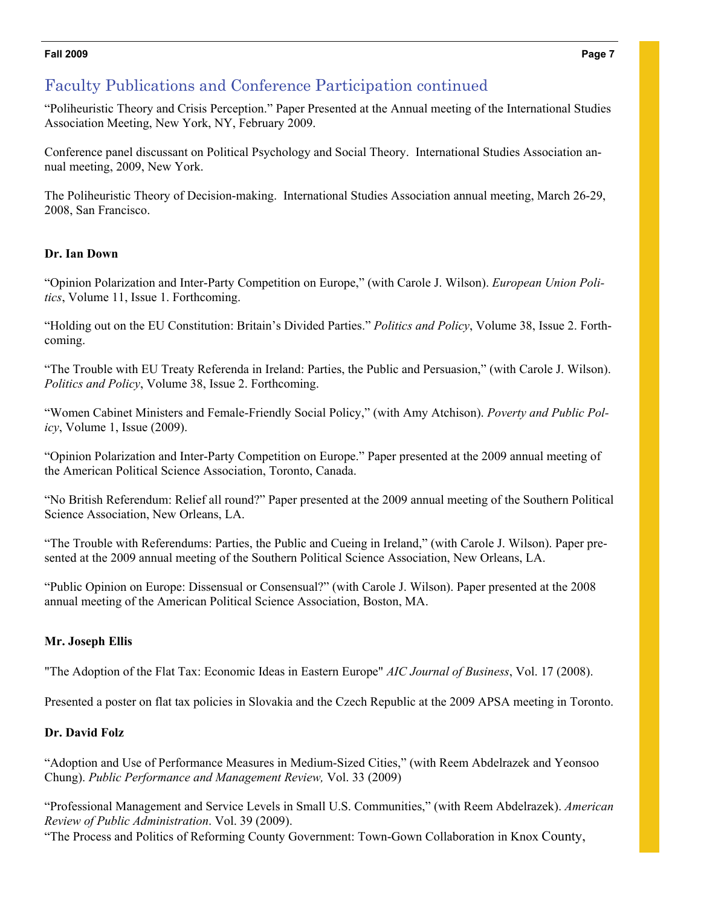## Faculty Publications and Conference Participation continued

“Poliheuristic Theory and Crisis Perception.” Paper Presented at the Annual meeting of the International Studies Association Meeting, New York, NY, February 2009.

Conference panel discussant on Political Psychology and Social Theory. International Studies Association annual meeting, 2009, New York.

The Poliheuristic Theory of Decision-making. International Studies Association annual meeting, March 26-29, 2008, San Francisco.

**Dr. Ian Down**

“Opinion Polarization and Inter-Party Competition on Europe,” (with Carole J. Wilson). *European Union Politics*, Volume 11, Issue 1. Forthcoming.

“Holding out on the EU Constitution: Britain’s Divided Parties.” *Politics and Policy*, Volume 38, Issue 2. Forthcoming.

“The Trouble with EU Treaty Referenda in Ireland: Parties, the Public and Persuasion,” (with Carole J. Wilson). *Politics and Policy*, Volume 38, Issue 2. Forthcoming.

“Women Cabinet Ministers and Female-Friendly Social Policy,” (with Amy Atchison). *Poverty and Public Policy*, Volume 1, Issue (2009).

“Opinion Polarization and Inter-Party Competition on Europe.” Paper presented at the 2009 annual meeting of the American Political Science Association, Toronto, Canada.

“No British Referendum: Relief all round?” Paper presented at the 2009 annual meeting of the Southern Political Science Association, New Orleans, LA.

“The Trouble with Referendums: Parties, the Public and Cueing in Ireland,” (with Carole J. Wilson). Paper presented at the 2009 annual meeting of the Southern Political Science Association, New Orleans, LA.

“Public Opinion on Europe: Dissensual or Consensual?” (with Carole J. Wilson). Paper presented at the 2008 annual meeting of the American Political Science Association, Boston, MA.

**Mr. Joseph Ellis**

"The Adoption of the Flat Tax: Economic Ideas in Eastern Europe" *AIC Journal of Business*, Vol. 17 (2008).

Presented a poster on flat tax policies in Slovakia and the Czech Republic at the 2009 APSA meeting in Toronto.

**Dr. David Folz**

“Adoption and Use of Performance Measures in Medium-Sized Cities,” (with Reem Abdelrazek and Yeonsoo Chung). *Public Performance and Management Review,* Vol. 33 (2009)

“Professional Management and Service Levels in Small U.S. Communities,” (with Reem Abdelrazek). *American Review of Public Administration*. Vol. 39 (2009).

“The Process and Politics of Reforming County Government: Town-Gown Collaboration in Knox County,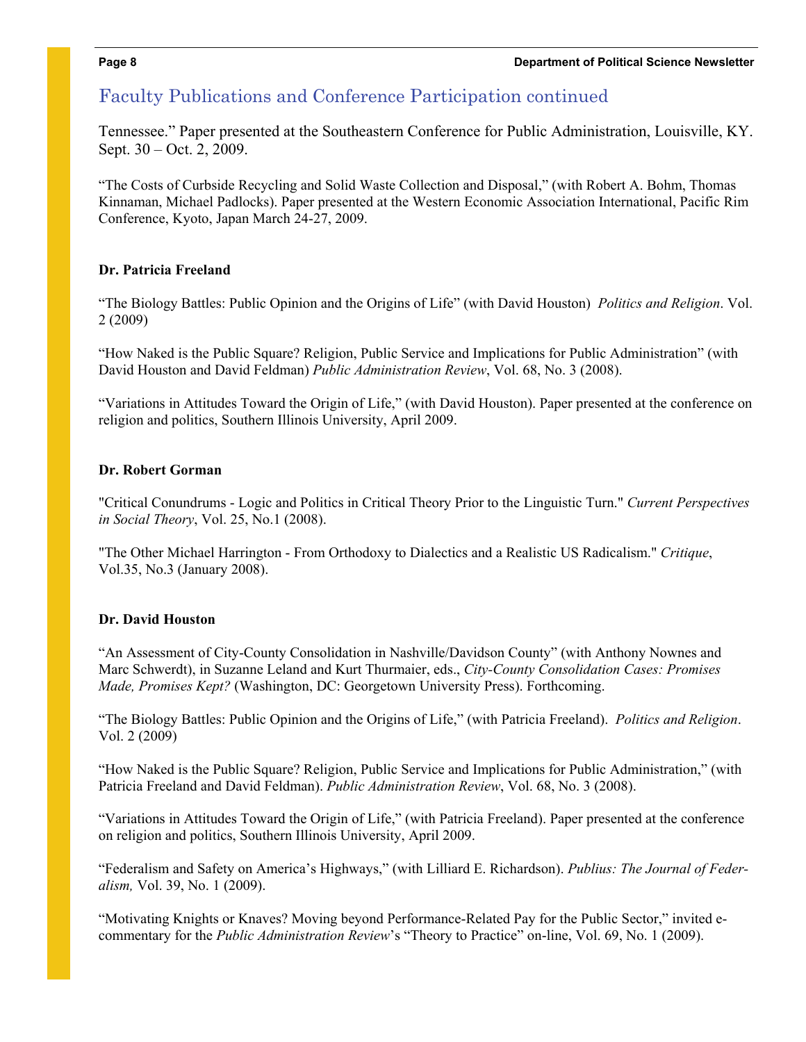## Faculty Publications and Conference Participation continued

Tennessee." Paper presented at the Southeastern Conference for Public Administration, Louisville, KY. Sept. 30 – Oct. 2, 2009.

"The Costs of Curbside Recycling and Solid Waste Collection and Disposal," (with Robert A. Bohm, Thomas Kinnaman, Michael Padlocks). Paper presented at the Western Economic Association International, Pacific Rim Conference, Kyoto, Japan March 24-27, 2009.

**Dr. Patricia Freeland**

"The Biology Battles: Public Opinion and the Origins of Life" (with David Houston) *Politics and Religion*. Vol. 2 (2009)

"How Naked is the Public Square? Religion, Public Service and Implications for Public Administration" (with David Houston and David Feldman) *Public Administration Review*, Vol. 68, No. 3 (2008).

"Variations in Attitudes Toward the Origin of Life," (with David Houston). Paper presented at the conference on religion and politics, Southern Illinois University, April 2009.

**Dr. Robert Gorman**

"Critical Conundrums - Logic and Politics in Critical Theory Prior to the Linguistic Turn." *Current Perspectives in Social Theory*, Vol. 25, No.1 (2008).

"The Other Michael Harrington - From Orthodoxy to Dialectics and a Realistic US Radicalism." *Critique*, Vol.35, No.3 (January 2008).

**Dr. David Houston**

"An Assessment of City-County Consolidation in Nashville/Davidson County" (with Anthony Nownes and Marc Schwerdt), in Suzanne Leland and Kurt Thurmaier, eds., *City-County Consolidation Cases: Promises Made, Promises Kept?* (Washington, DC: Georgetown University Press). Forthcoming.

"The Biology Battles: Public Opinion and the Origins of Life," (with Patricia Freeland). *Politics and Religion*. Vol. 2 (2009)

"How Naked is the Public Square? Religion, Public Service and Implications for Public Administration," (with Patricia Freeland and David Feldman). *Public Administration Review*, Vol. 68, No. 3 (2008).

"Variations in Attitudes Toward the Origin of Life," (with Patricia Freeland). Paper presented at the conference on religion and politics, Southern Illinois University, April 2009.

"Federalism and Safety on America's Highways," (with Lilliard E. Richardson). *Publius: The Journal of Federalism,* Vol. 39, No. 1 (2009).

"Motivating Knights or Knaves? Moving beyond Performance-Related Pay for the Public Sector," invited e-commentary for the *Public Administration Review*'s "Theory to Practice" on-line, Vol. 69, No. 1 (2009).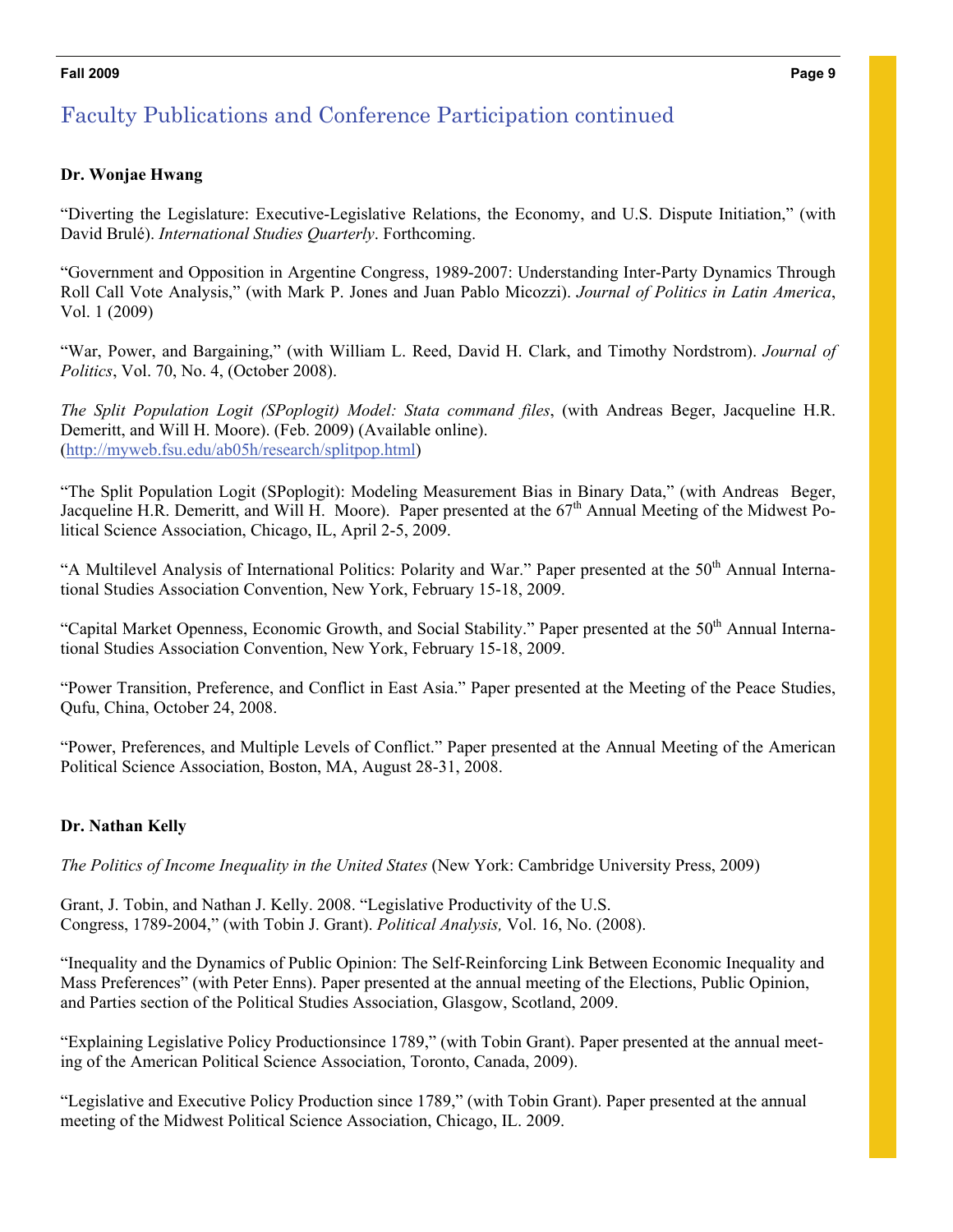## Faculty Publications and Conference Participation continued

**Dr. Wonjae Hwang**

"Diverting the Legislature: Executive-Legislative Relations, the Economy, and U.S. Dispute Initiation," (with David Brulé). *International Studies Quarterly*. Forthcoming.

"Government and Opposition in Argentine Congress, 1989-2007: Understanding Inter-Party Dynamics Through Roll Call Vote Analysis," (with Mark P. Jones and Juan Pablo Micozzi). *Journal of Politics in Latin America*, Vol. 1 (2009)

"War, Power, and Bargaining," (with William L. Reed, David H. Clark, and Timothy Nordstrom). *Journal of Politics*, Vol. 70, No. 4, (October 2008).

*The Split Population Logit (SPoplogit) Model: Stata command files*, (with Andreas Beger, Jacqueline H.R. Demeritt, and Will H. Moore). (Feb. 2009) (Available online). (http://myweb.fsu.edu/ab05h/research/splitpop.html)

"The Split Population Logit (SPoplogit): Modeling Measurement Bias in Binary Data," (with Andreas Beger, Jacqueline H.R. Demeritt, and Will H. Moore). Paper presented at the 67th Annual Meeting of the Midwest Political Science Association, Chicago, IL, April 2-5, 2009.

"A Multilevel Analysis of International Politics: Polarity and War." Paper presented at the 50th Annual International Studies Association Convention, New York, February 15-18, 2009.

"Capital Market Openness, Economic Growth, and Social Stability." Paper presented at the 50th Annual International Studies Association Convention, New York, February 15-18, 2009.

"Power Transition, Preference, and Conflict in East Asia." Paper presented at the Meeting of the Peace Studies, Qufu, China, October 24, 2008.

"Power, Preferences, and Multiple Levels of Conflict." Paper presented at the Annual Meeting of the American Political Science Association, Boston, MA, August 28-31, 2008.

**Dr. Nathan Kelly**

*The Politics of Income Inequality in the United States* (New York: Cambridge University Press, 2009)

Grant, J. Tobin, and Nathan J. Kelly. 2008. "Legislative Productivity of the U.S. Congress, 1789-2004," (with Tobin J. Grant). *Political Analysis,* Vol. 16, No. (2008).

"Inequality and the Dynamics of Public Opinion: The Self-Reinforcing Link Between Economic Inequality and Mass Preferences" (with Peter Enns). Paper presented at the annual meeting of the Elections, Public Opinion, and Parties section of the Political Studies Association, Glasgow, Scotland, 2009.

"Explaining Legislative Policy Productionsince 1789," (with Tobin Grant). Paper presented at the annual meeting of the American Political Science Association, Toronto, Canada, 2009).

"Legislative and Executive Policy Production since 1789," (with Tobin Grant). Paper presented at the annual meeting of the Midwest Political Science Association, Chicago, IL. 2009.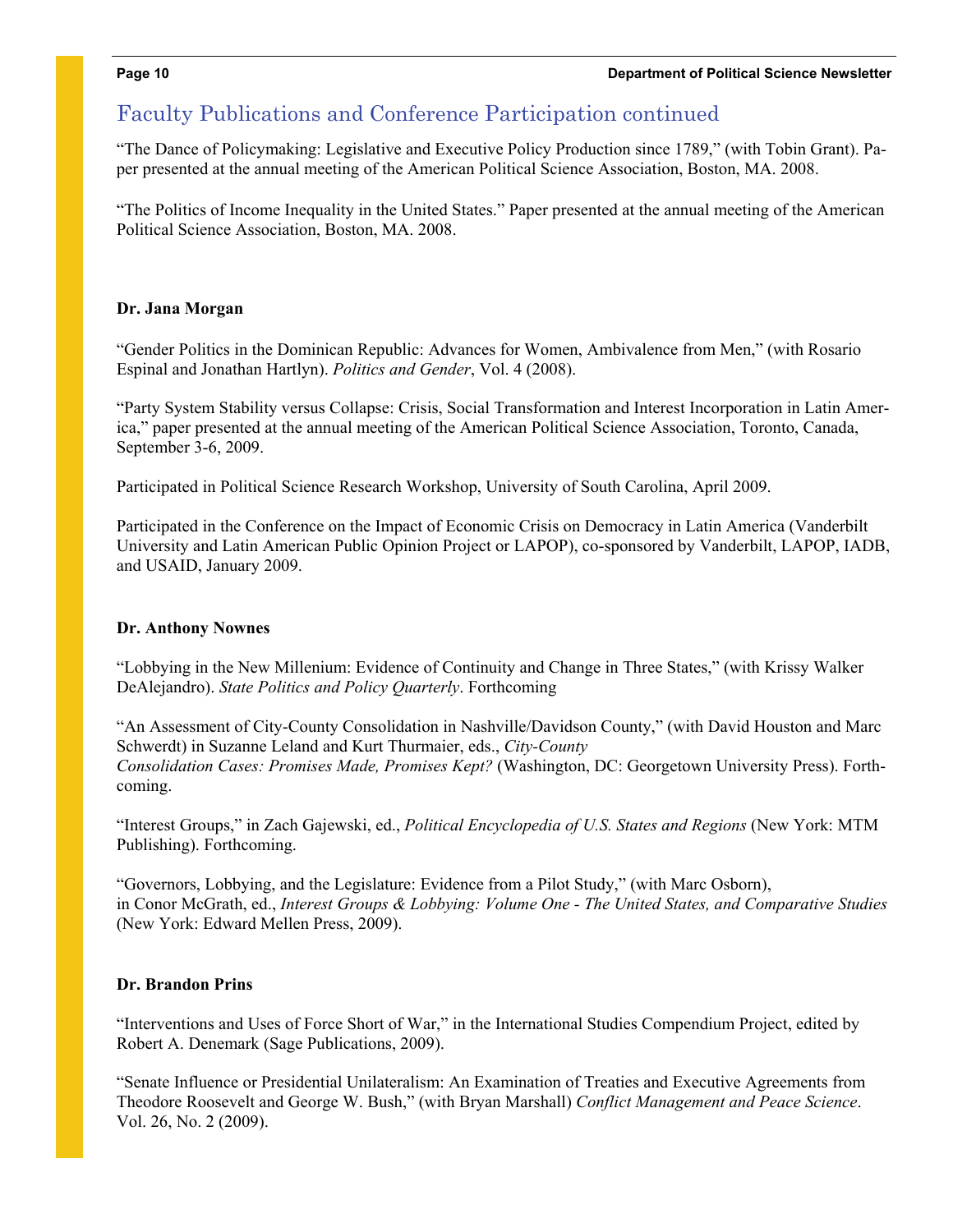## Faculty Publications and Conference Participation continued

"The Dance of Policymaking: Legislative and Executive Policy Production since 1789," (with Tobin Grant). Paper presented at the annual meeting of the American Political Science Association, Boston, MA. 2008.

"The Politics of Income Inequality in the United States." Paper presented at the annual meeting of the American Political Science Association, Boston, MA. 2008.

**Dr. Jana Morgan**

"Gender Politics in the Dominican Republic: Advances for Women, Ambivalence from Men," (with Rosario Espinal and Jonathan Hartlyn). *Politics and Gender*, Vol. 4 (2008).

"Party System Stability versus Collapse: Crisis, Social Transformation and Interest Incorporation in Latin America," paper presented at the annual meeting of the American Political Science Association, Toronto, Canada, September 3-6, 2009.

Participated in Political Science Research Workshop, University of South Carolina, April 2009.

Participated in the Conference on the Impact of Economic Crisis on Democracy in Latin America (Vanderbilt University and Latin American Public Opinion Project or LAPOP), co-sponsored by Vanderbilt, LAPOP, IADB, and USAID, January 2009.

**Dr. Anthony Nownes**

"Lobbying in the New Millenium: Evidence of Continuity and Change in Three States," (with Krissy Walker DeAlejandro). *State Politics and Policy Quarterly*. Forthcoming

"An Assessment of City-County Consolidation in Nashville/Davidson County," (with David Houston and Marc Schwerdt) in Suzanne Leland and Kurt Thurmaier, eds., *City-County Consolidation Cases: Promises Made, Promises Kept?* (Washington, DC: Georgetown University Press). Forthcoming.

"Interest Groups," in Zach Gajewski, ed., *Political Encyclopedia of U.S. States and Regions* (New York: MTM Publishing). Forthcoming.

"Governors, Lobbying, and the Legislature: Evidence from a Pilot Study," (with Marc Osborn), in Conor McGrath, ed., *Interest Groups & Lobbying: Volume One - The United States, and Comparative Studies* (New York: Edward Mellen Press, 2009).

**Dr. Brandon Prins**

"Interventions and Uses of Force Short of War," in the International Studies Compendium Project, edited by Robert A. Denemark (Sage Publications, 2009).

"Senate Influence or Presidential Unilateralism: An Examination of Treaties and Executive Agreements from Theodore Roosevelt and George W. Bush," (with Bryan Marshall) *Conflict Management and Peace Science*. Vol. 26, No. 2 (2009).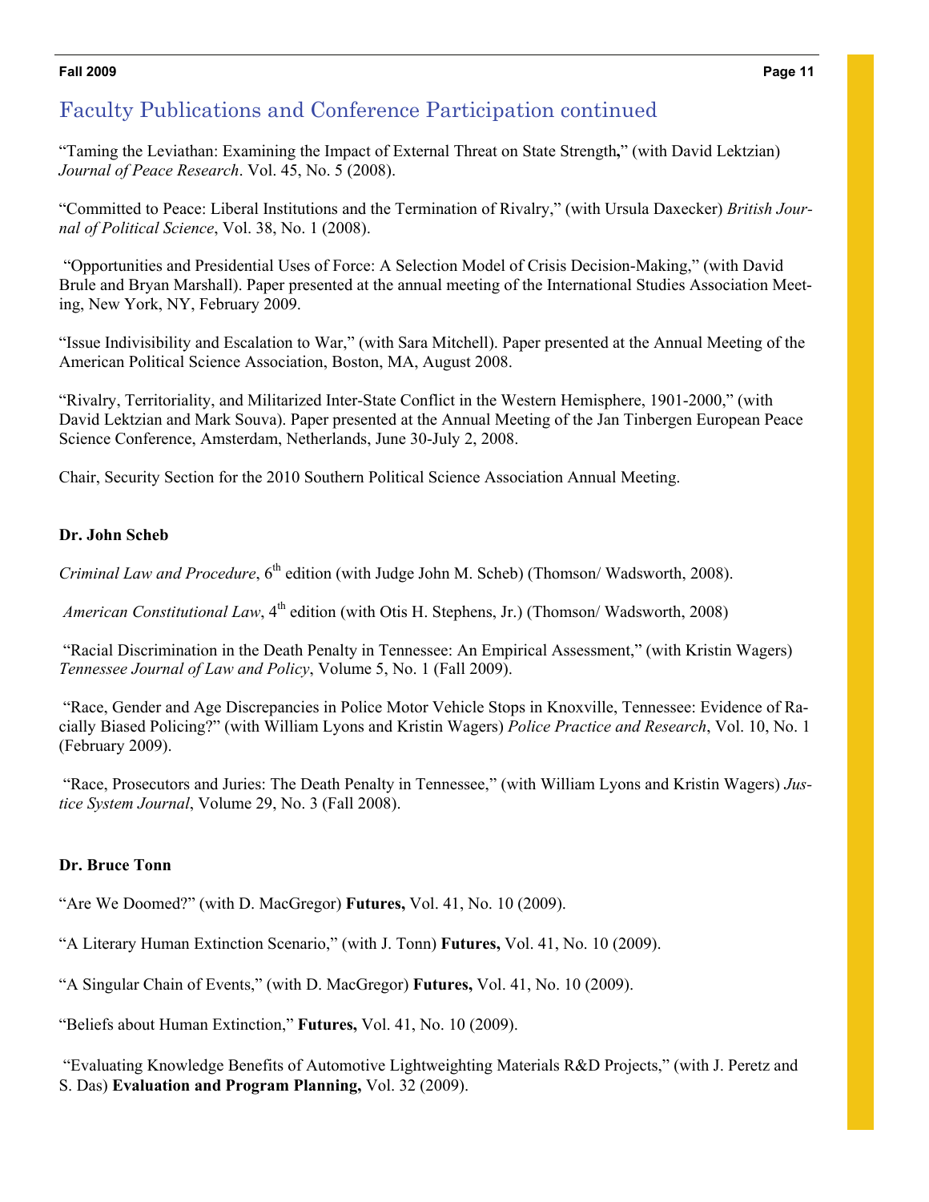## Faculty Publications and Conference Participation continued

"Taming the Leviathan: Examining the Impact of External Threat on State Strength**,**" (with David Lektzian) *Journal of Peace Research*. Vol. 45, No. 5 (2008).

"Committed to Peace: Liberal Institutions and the Termination of Rivalry," (with Ursula Daxecker) *British Journal of Political Science*, Vol. 38, No. 1 (2008).

"Opportunities and Presidential Uses of Force: A Selection Model of Crisis Decision-Making," (with David Brule and Bryan Marshall). Paper presented at the annual meeting of the International Studies Association Meeting, New York, NY, February 2009.

"Issue Indivisibility and Escalation to War," (with Sara Mitchell). Paper presented at the Annual Meeting of the American Political Science Association, Boston, MA, August 2008.

"Rivalry, Territoriality, and Militarized Inter-State Conflict in the Western Hemisphere, 1901-2000," (with David Lektzian and Mark Souva). Paper presented at the Annual Meeting of the Jan Tinbergen European Peace Science Conference, Amsterdam, Netherlands, June 30-July 2, 2008.

Chair, Security Section for the 2010 Southern Political Science Association Annual Meeting.

**Dr. John Scheb**

*Criminal Law and Procedure*, 6th edition (with Judge John M. Scheb) (Thomson/ Wadsworth, 2008).

*American Constitutional Law*, 4th edition (with Otis H. Stephens, Jr.) (Thomson/ Wadsworth, 2008)

"Racial Discrimination in the Death Penalty in Tennessee: An Empirical Assessment," (with Kristin Wagers) *Tennessee Journal of Law and Policy*, Volume 5, No. 1 (Fall 2009).

"Race, Gender and Age Discrepancies in Police Motor Vehicle Stops in Knoxville, Tennessee: Evidence of Racially Biased Policing?" (with William Lyons and Kristin Wagers) *Police Practice and Research*, Vol. 10, No. 1 (February 2009).

"Race, Prosecutors and Juries: The Death Penalty in Tennessee," (with William Lyons and Kristin Wagers) *Justice System Journal*, Volume 29, No. 3 (Fall 2008).

**Dr. Bruce Tonn**

"Are We Doomed?" (with D. MacGregor) **Futures,** Vol. 41, No. 10 (2009).

"A Literary Human Extinction Scenario," (with J. Tonn) **Futures,** Vol. 41, No. 10 (2009).

"A Singular Chain of Events," (with D. MacGregor) **Futures,** Vol. 41, No. 10 (2009).

"Beliefs about Human Extinction," **Futures,** Vol. 41, No. 10 (2009).

"Evaluating Knowledge Benefits of Automotive Lightweighting Materials R&D Projects," (with J. Peretz and S. Das) **Evaluation and Program Planning,** Vol. 32 (2009).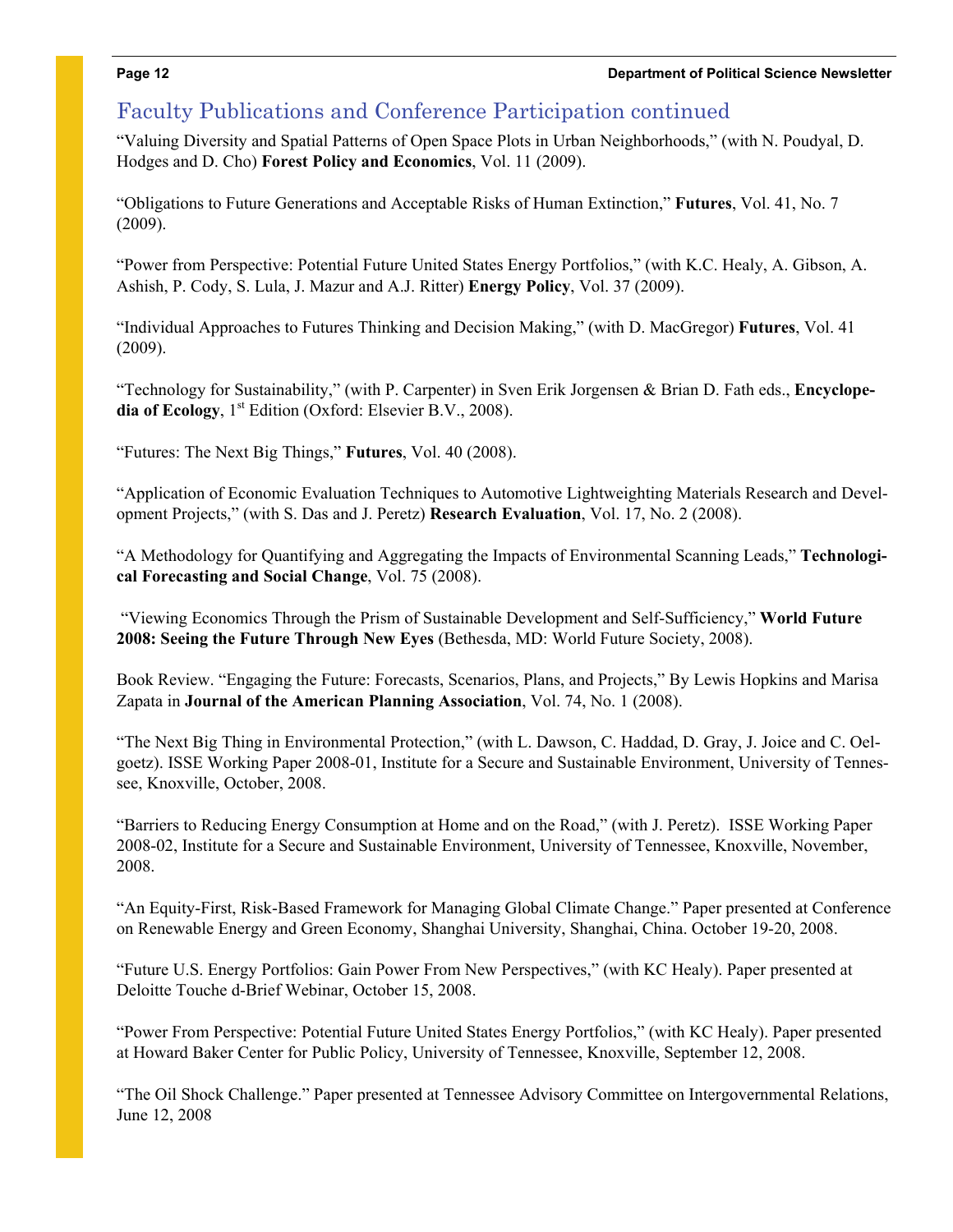## Faculty Publications and Conference Participation continued

"Valuing Diversity and Spatial Patterns of Open Space Plots in Urban Neighborhoods," (with N. Poudyal, D. Hodges and D. Cho) **Forest Policy and Economics**, Vol. 11 (2009).

"Obligations to Future Generations and Acceptable Risks of Human Extinction," **Futures**, Vol. 41, No. 7 (2009).

"Power from Perspective: Potential Future United States Energy Portfolios," (with K.C. Healy, A. Gibson, A. Ashish, P. Cody, S. Lula, J. Mazur and A.J. Ritter) **Energy Policy**, Vol. 37 (2009).

"Individual Approaches to Futures Thinking and Decision Making," (with D. MacGregor) **Futures**, Vol. 41 (2009).

"Technology for Sustainability," (with P. Carpenter) in Sven Erik Jorgensen & Brian D. Fath eds., **Encyclopedia of Ecology**, 1st Edition (Oxford: Elsevier B.V., 2008).

"Futures: The Next Big Things," **Futures**, Vol. 40 (2008).

"Application of Economic Evaluation Techniques to Automotive Lightweighting Materials Research and Development Projects," (with S. Das and J. Peretz) **Research Evaluation**, Vol. 17, No. 2 (2008).

"A Methodology for Quantifying and Aggregating the Impacts of Environmental Scanning Leads," **Technological Forecasting and Social Change**, Vol. 75 (2008).

"Viewing Economics Through the Prism of Sustainable Development and Self-Sufficiency," **World Future 2008: Seeing the Future Through New Eyes** (Bethesda, MD: World Future Society, 2008).

Book Review. "Engaging the Future: Forecasts, Scenarios, Plans, and Projects," By Lewis Hopkins and Marisa Zapata in **Journal of the American Planning Association**, Vol. 74, No. 1 (2008).

"The Next Big Thing in Environmental Protection," (with L. Dawson, C. Haddad, D. Gray, J. Joice and C. Oelgoetz). ISSE Working Paper 2008-01, Institute for a Secure and Sustainable Environment, University of Tennessee, Knoxville, October, 2008.

"Barriers to Reducing Energy Consumption at Home and on the Road," (with J. Peretz). ISSE Working Paper 2008-02, Institute for a Secure and Sustainable Environment, University of Tennessee, Knoxville, November, 2008.

"An Equity-First, Risk-Based Framework for Managing Global Climate Change." Paper presented at Conference on Renewable Energy and Green Economy, Shanghai University, Shanghai, China. October 19-20, 2008.

"Future U.S. Energy Portfolios: Gain Power From New Perspectives," (with KC Healy). Paper presented at Deloitte Touche d-Brief Webinar, October 15, 2008.

"Power From Perspective: Potential Future United States Energy Portfolios," (with KC Healy). Paper presented at Howard Baker Center for Public Policy, University of Tennessee, Knoxville, September 12, 2008.

"The Oil Shock Challenge." Paper presented at Tennessee Advisory Committee on Intergovernmental Relations, June 12, 2008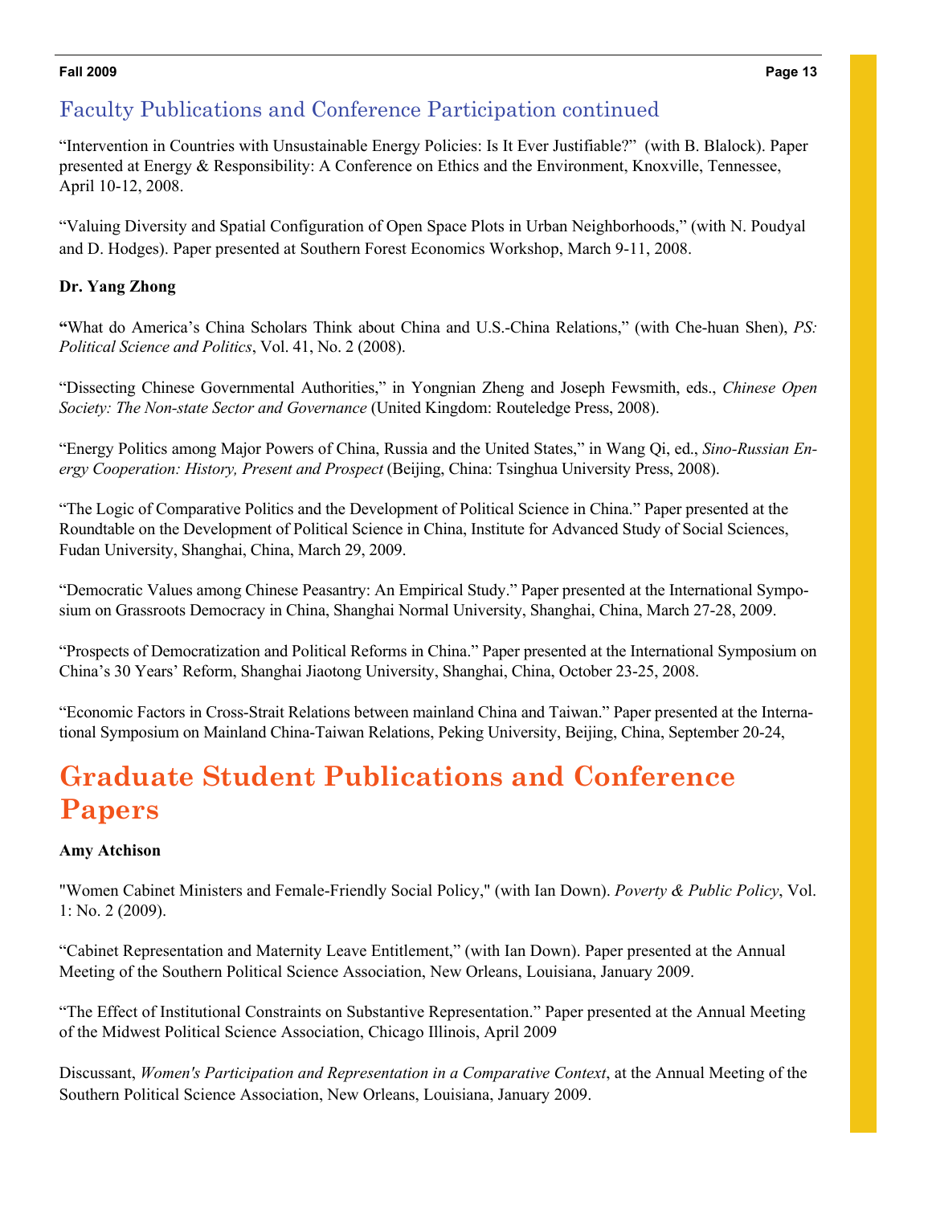## Faculty Publications and Conference Participation continued

"Intervention in Countries with Unsustainable Energy Policies: Is It Ever Justifiable?" (with B. Blalock). Paper presented at Energy & Responsibility: A Conference on Ethics and the Environment, Knoxville, Tennessee, April 10-12, 2008.

"Valuing Diversity and Spatial Configuration of Open Space Plots in Urban Neighborhoods," (with N. Poudyal and D. Hodges). Paper presented at Southern Forest Economics Workshop, March 9-11, 2008.

**Dr. Yang Zhong**

**"**What do America's China Scholars Think about China and U.S.-China Relations," (with Che-huan Shen), *PS: Political Science and Politics*, Vol. 41, No. 2 (2008).

"Dissecting Chinese Governmental Authorities," in Yongnian Zheng and Joseph Fewsmith, eds., *Chinese Open Society: The Non-state Sector and Governance* (United Kingdom: Routeledge Press, 2008).

"Energy Politics among Major Powers of China, Russia and the United States," in Wang Qi, ed., *Sino-Russian Energy Cooperation: History, Present and Prospect* (Beijing, China: Tsinghua University Press, 2008).

"The Logic of Comparative Politics and the Development of Political Science in China." Paper presented at the Roundtable on the Development of Political Science in China, Institute for Advanced Study of Social Sciences, Fudan University, Shanghai, China, March 29, 2009.

"Democratic Values among Chinese Peasantry: An Empirical Study." Paper presented at the International Symposium on Grassroots Democracy in China, Shanghai Normal University, Shanghai, China, March 27-28, 2009.

"Prospects of Democratization and Political Reforms in China." Paper presented at the International Symposium on China's 30 Years' Reform, Shanghai Jiaotong University, Shanghai, China, October 23-25, 2008.

"Economic Factors in Cross-Strait Relations between mainland China and Taiwan." Paper presented at the International Symposium on Mainland China-Taiwan Relations, Peking University, Beijing, China, September 20-24,

# Graduate Student Publications and Conference Papers

**Amy Atchison**

"Women Cabinet Ministers and Female-Friendly Social Policy," (with Ian Down). *Poverty & Public Policy*, Vol. 1: No. 2 (2009).

"Cabinet Representation and Maternity Leave Entitlement," (with Ian Down). Paper presented at the Annual Meeting of the Southern Political Science Association, New Orleans, Louisiana, January 2009.

"The Effect of Institutional Constraints on Substantive Representation." Paper presented at the Annual Meeting of the Midwest Political Science Association, Chicago Illinois, April 2009

Discussant, *Women's Participation and Representation in a Comparative Context*, at the Annual Meeting of the Southern Political Science Association, New Orleans, Louisiana, January 2009.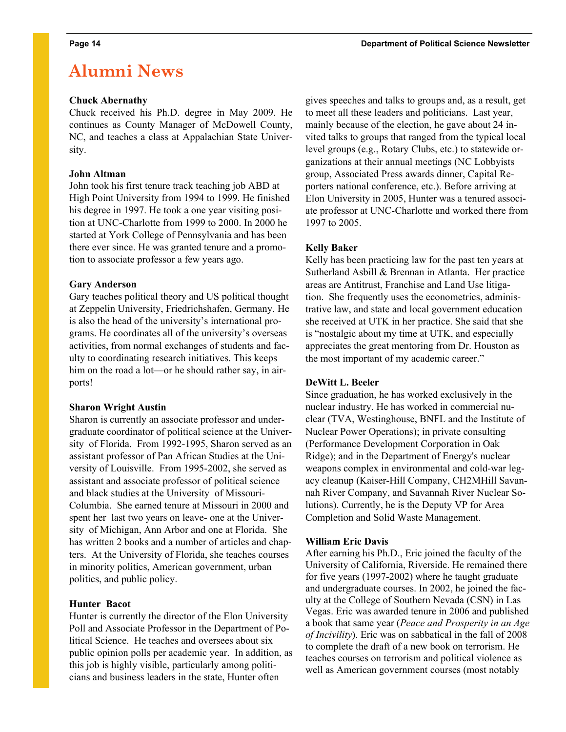# Alumni News

**Chuck Abernathy**

Chuck received his Ph.D. degree in May 2009. He continues as County Manager of McDowell County, NC, and teaches a class at Appalachian State University.

**John Altman**

John took his first tenure track teaching job ABD at High Point University from 1994 to 1999. He finished his degree in 1997. He took a one year visiting position at UNC-Charlotte from 1999 to 2000. In 2000 he started at York College of Pennsylvania and has been there ever since. He was granted tenure and a promotion to associate professor a few years ago.

**Gary Anderson**

Gary teaches political theory and US political thought at Zeppelin University, Friedrichshafen, Germany. He is also the head of the university's international programs. He coordinates all of the university's overseas activities, from normal exchanges of students and faculty to coordinating research initiatives. This keeps him on the road a lot—or he should rather say, in airports!

**Sharon Wright Austin**

Sharon is currently an associate professor and undergraduate coordinator of political science at the University of Florida. From 1992-1995, Sharon served as an assistant professor of Pan African Studies at the University of Louisville. From 1995-2002, she served as assistant and associate professor of political science and black studies at the University of Missouri-Columbia. She earned tenure at Missouri in 2000 and spent her last two years on leave- one at the University of Michigan, Ann Arbor and one at Florida. She has written 2 books and a number of articles and chapters. At the University of Florida, she teaches courses in minority politics, American government, urban politics, and public policy.

**Hunter Bacot**

Hunter is currently the director of the Elon University Poll and Associate Professor in the Department of Political Science. He teaches and oversees about six public opinion polls per academic year. In addition, as this job is highly visible, particularly among politicians and business leaders in the state, Hunter often gives speeches and talks to groups and, as a result, get to meet all these leaders and politicians. Last year, mainly because of the election, he gave about 24 invited talks to groups that ranged from the typical local level groups (e.g., Rotary Clubs, etc.) to statewide organizations at their annual meetings (NC Lobbyists group, Associated Press awards dinner, Capital Reporters national conference, etc.). Before arriving at Elon University in 2005, Hunter was a tenured associate professor at UNC-Charlotte and worked there from 1997 to 2005.

**Kelly Baker**

Kelly has been practicing law for the past ten years at Sutherland Asbill & Brennan in Atlanta. Her practice areas are Antitrust, Franchise and Land Use litigation. She frequently uses the econometrics, administrative law, and state and local government education she received at UTK in her practice. She said that she is "nostalgic about my time at UTK, and especially appreciates the great mentoring from Dr. Houston as the most important of my academic career."

**DeWitt L. Beeler**

Since graduation, he has worked exclusively in the nuclear industry. He has worked in commercial nuclear (TVA, Westinghouse, BNFL and the Institute of Nuclear Power Operations); in private consulting (Performance Development Corporation in Oak Ridge); and in the Department of Energy's nuclear weapons complex in environmental and cold-war legacy cleanup (Kaiser-Hill Company, CH2MHill Savannah River Company, and Savannah River Nuclear Solutions). Currently, he is the Deputy VP for Area Completion and Solid Waste Management.

**William Eric Davis**

After earning his Ph.D., Eric joined the faculty of the University of California, Riverside. He remained there for five years (1997-2002) where he taught graduate and undergraduate courses. In 2002, he joined the faculty at the College of Southern Nevada (CSN) in Las Vegas. Eric was awarded tenure in 2006 and published a book that same year (*Peace and Prosperity in an Age of Incivility*). Eric was on sabbatical in the fall of 2008 to complete the draft of a new book on terrorism. He teaches courses on terrorism and political violence as well as American government courses (most notably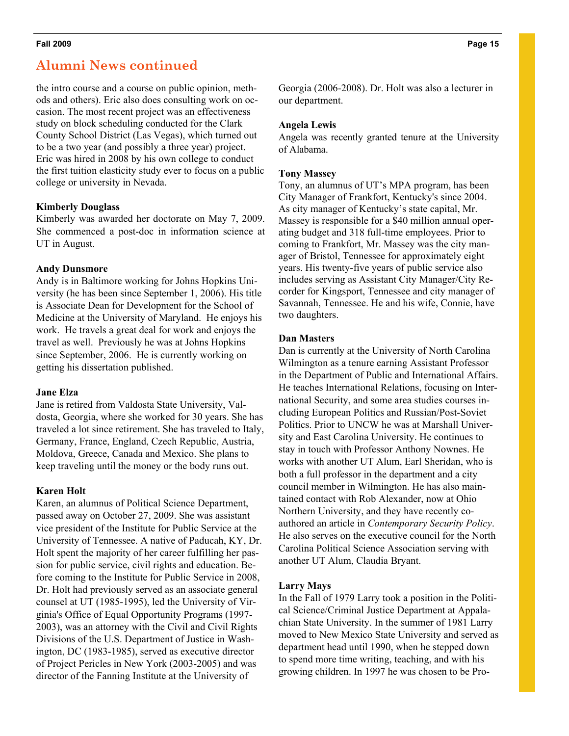## Alumni News continued

the intro course and a course on public opinion, methods and others). Eric also does consulting work on occasion. The most recent project was an effectiveness study on block scheduling conducted for the Clark County School District (Las Vegas), which turned out to be a two year (and possibly a three year) project. Eric was hired in 2008 by his own college to conduct the first tuition elasticity study ever to focus on a public college or university in Nevada.

**Kimberly Douglass**
Kimberly was awarded her doctorate on May 7, 2009. She commenced a post-doc in information science at UT in August.

**Andy Dunsmore**
Andy is in Baltimore working for Johns Hopkins University (he has been since September 1, 2006). His title is Associate Dean for Development for the School of Medicine at the University of Maryland. He enjoys his work. He travels a great deal for work and enjoys the travel as well. Previously he was at Johns Hopkins since September, 2006. He is currently working on getting his dissertation published.

**Jane Elza**
Jane is retired from Valdosta State University, Valdosta, Georgia, where she worked for 30 years. She has traveled a lot since retirement. She has traveled to Italy, Germany, France, England, Czech Republic, Austria, Moldova, Greece, Canada and Mexico. She plans to keep traveling until the money or the body runs out.

**Karen Holt**
Karen, an alumnus of Political Science Department, passed away on October 27, 2009. She was assistant vice president of the Institute for Public Service at the University of Tennessee. A native of Paducah, KY, Dr. Holt spent the majority of her career fulfilling her passion for public service, civil rights and education. Before coming to the Institute for Public Service in 2008, Dr. Holt had previously served as an associate general counsel at UT (1985-1995), led the University of Virginia's Office of Equal Opportunity Programs (1997-2003), was an attorney with the Civil and Civil Rights Divisions of the U.S. Department of Justice in Washington, DC (1983-1985), served as executive director of Project Pericles in New York (2003-2005) and was director of the Fanning Institute at the University of Georgia (2006-2008). Dr. Holt was also a lecturer in our department.

**Angela Lewis**
Angela was recently granted tenure at the University of Alabama.

**Tony Massey**
Tony, an alumnus of UT's MPA program, has been City Manager of Frankfort, Kentucky's since 2004. As city manager of Kentucky's state capital, Mr. Massey is responsible for a $40 million annual operating budget and 318 full-time employees. Prior to coming to Frankfort, Mr. Massey was the city manager of Bristol, Tennessee for approximately eight years. His twenty-five years of public service also includes serving as Assistant City Manager/City Recorder for Kingsport, Tennessee and city manager of Savannah, Tennessee. He and his wife, Connie, have two daughters.

**Dan Masters**
Dan is currently at the University of North Carolina Wilmington as a tenure earning Assistant Professor in the Department of Public and International Affairs. He teaches International Relations, focusing on International Security, and some area studies courses including European Politics and Russian/Post-Soviet Politics. Prior to UNCW he was at Marshall University and East Carolina University. He continues to stay in touch with Professor Anthony Nownes. He works with another UT Alum, Earl Sheridan, who is both a full professor in the department and a city council member in Wilmington. He has also maintained contact with Rob Alexander, now at Ohio Northern University, and they have recently co-authored an article in *Contemporary Security Policy*. He also serves on the executive council for the North Carolina Political Science Association serving with another UT Alum, Claudia Bryant.

**Larry Mays**
In the Fall of 1979 Larry took a position in the Political Science/Criminal Justice Department at Appalachian State University. In the summer of 1981 Larry moved to New Mexico State University and served as department head until 1990, when he stepped down to spend more time writing, teaching, and with his growing children. In 1997 he was chosen to be Pro-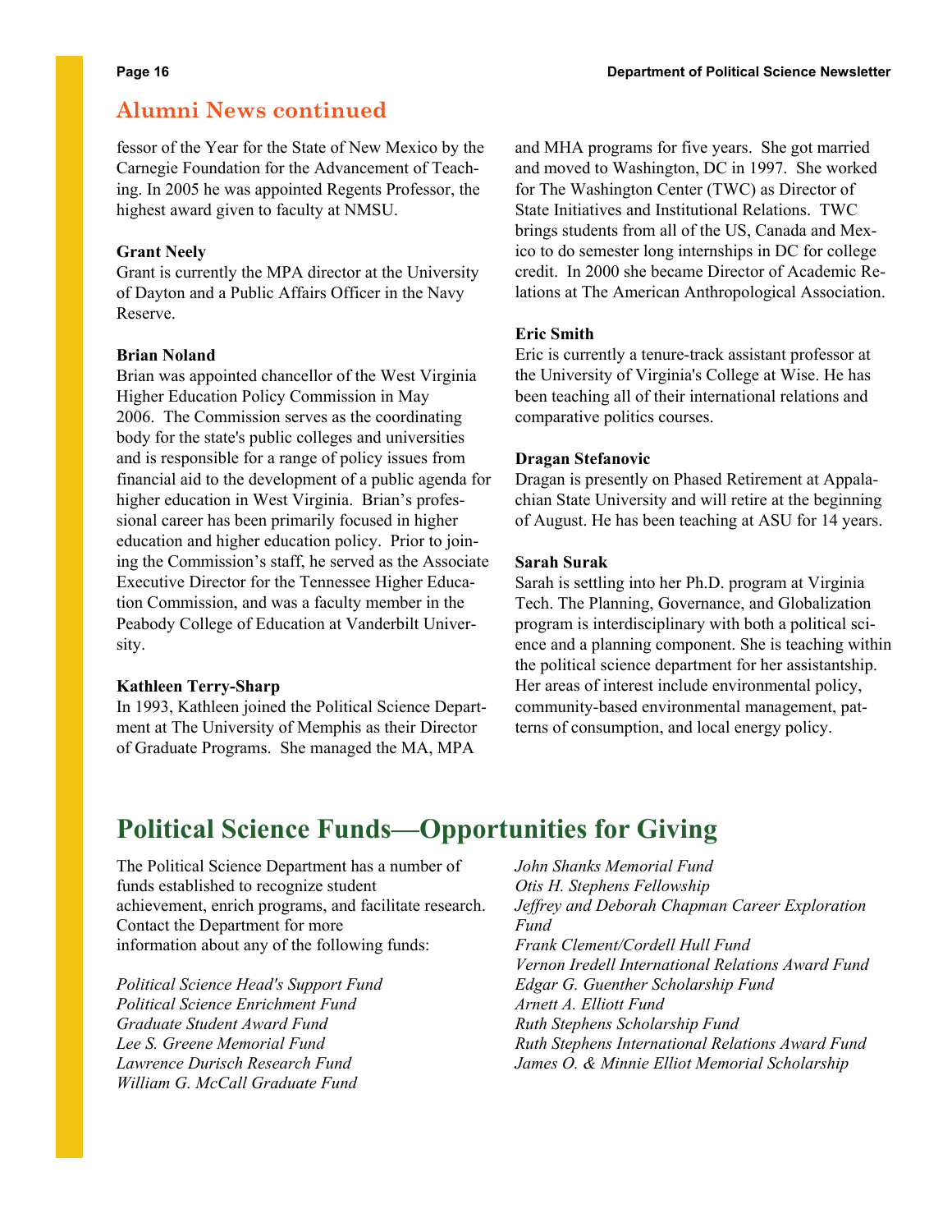## Alumni News continued

fessor of the Year for the State of New Mexico by the Carnegie Foundation for the Advancement of Teaching. In 2005 he was appointed Regents Professor, the highest award given to faculty at NMSU.

**Grant Neely**
Grant is currently the MPA director at the University of Dayton and a Public Affairs Officer in the Navy Reserve.

**Brian Noland**
Brian was appointed chancellor of the West Virginia Higher Education Policy Commission in May 2006. The Commission serves as the coordinating body for the state's public colleges and universities and is responsible for a range of policy issues from financial aid to the development of a public agenda for higher education in West Virginia. Brian's professional career has been primarily focused in higher education and higher education policy. Prior to joining the Commission's staff, he served as the Associate Executive Director for the Tennessee Higher Education Commission, and was a faculty member in the Peabody College of Education at Vanderbilt University.

**Kathleen Terry-Sharp**
In 1993, Kathleen joined the Political Science Department at The University of Memphis as their Director of Graduate Programs. She managed the MA, MPA and MHA programs for five years. She got married and moved to Washington, DC in 1997. She worked for The Washington Center (TWC) as Director of State Initiatives and Institutional Relations. TWC brings students from all of the US, Canada and Mexico to do semester long internships in DC for college credit. In 2000 she became Director of Academic Relations at The American Anthropological Association.

**Eric Smith**
Eric is currently a tenure-track assistant professor at the University of Virginia's College at Wise. He has been teaching all of their international relations and comparative politics courses.

**Dragan Stefanovic**
Dragan is presently on Phased Retirement at Appalachian State University and will retire at the beginning of August. He has been teaching at ASU for 14 years.

**Sarah Surak**
Sarah is settling into her Ph.D. program at Virginia Tech. The Planning, Governance, and Globalization program is interdisciplinary with both a political science and a planning component. She is teaching within the political science department for her assistantship. Her areas of interest include environmental policy, community-based environmental management, patterns of consumption, and local energy policy.

# Political Science Funds—Opportunities for Giving

The Political Science Department has a number of funds established to recognize student achievement, enrich programs, and facilitate research. Contact the Department for more information about any of the following funds:

*Political Science Head's Support Fund*
*Political Science Enrichment Fund*
*Graduate Student Award Fund*
*Lee S. Greene Memorial Fund*
*Lawrence Durisch Research Fund*
*William G. McCall Graduate Fund*
*John Shanks Memorial Fund*
*Otis H. Stephens Fellowship*
*Jeffrey and Deborah Chapman Career Exploration Fund*
*Frank Clement/Cordell Hull Fund*
*Vernon Iredell International Relations Award Fund*
*Edgar G. Guenther Scholarship Fund*
*Arnett A. Elliott Fund*
*Ruth Stephens Scholarship Fund*
*Ruth Stephens International Relations Award Fund*
*James O. & Minnie Elliot Memorial Scholarship*